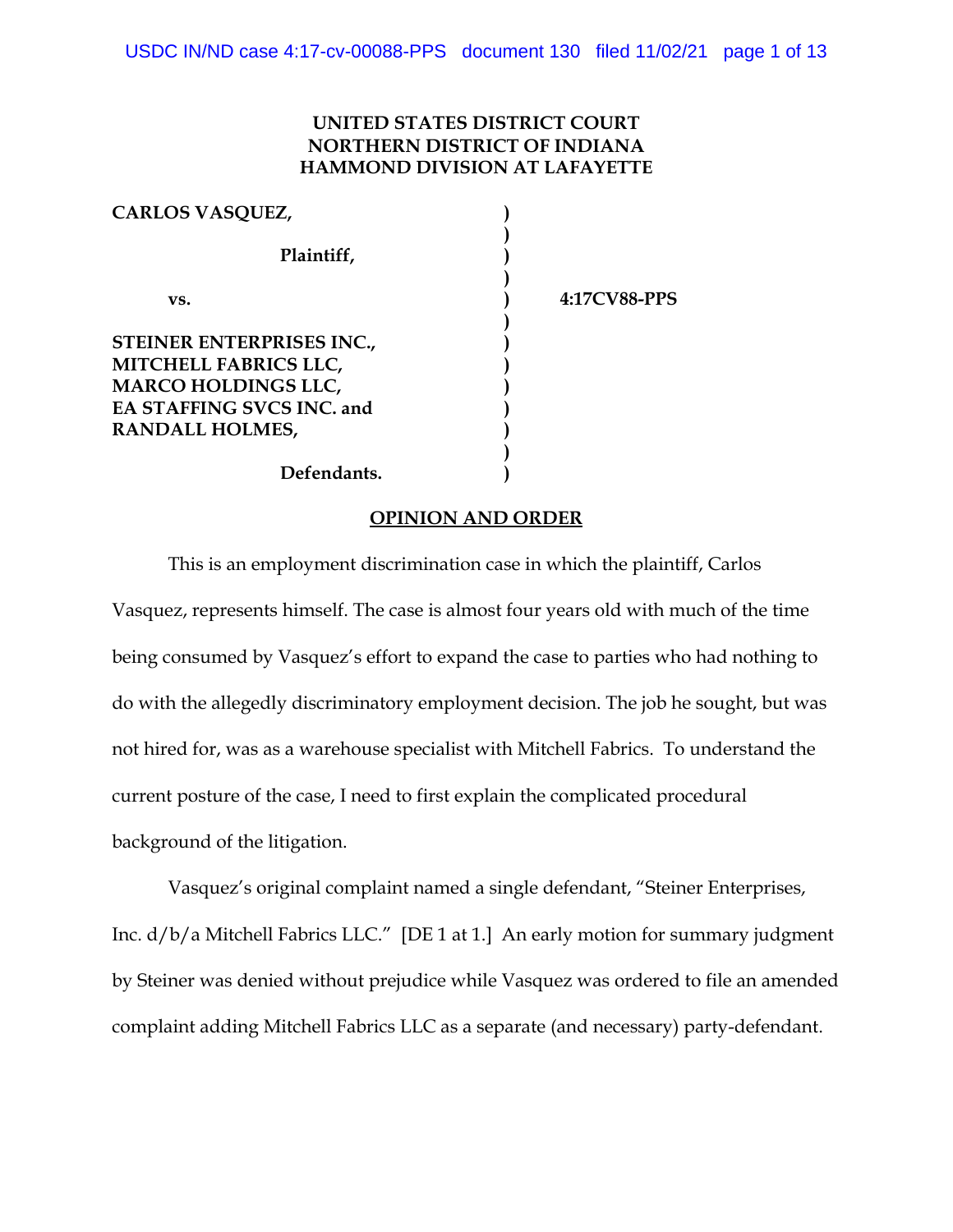**UNITED STATES DISTRICT COURT**
**NORTHERN DISTRICT OF INDIANA**
**HAMMOND DIVISION AT LAFAYETTE**

| | | |
|---|---|---|
| **CARLOS VASQUEZ,** | ) | |
| | ) | |
| **Plaintiff,** | ) | |
| | ) | |
| **vs.** | ) | **4:17CV88-PPS** |
| | ) | |
| **STEINER ENTERPRISES INC., MITCHELL FABRICS LLC, MARCO HOLDINGS LLC, EA STAFFING SVCS INC. and RANDALL HOLMES,** | ) | |
| | ) | |
| **Defendants.** | ) | |

**OPINION AND ORDER**

This is an employment discrimination case in which the plaintiff, Carlos Vasquez, represents himself. The case is almost four years old with much of the time being consumed by Vasquez's effort to expand the case to parties who had nothing to do with the allegedly discriminatory employment decision. The job he sought, but was not hired for, was as a warehouse specialist with Mitchell Fabrics. To understand the current posture of the case, I need to first explain the complicated procedural background of the litigation.

Vasquez's original complaint named a single defendant, "Steiner Enterprises, Inc. d/b/a Mitchell Fabrics LLC." [DE 1 at 1.] An early motion for summary judgment by Steiner was denied without prejudice while Vasquez was ordered to file an amended complaint adding Mitchell Fabrics LLC as a separate (and necessary) party-defendant.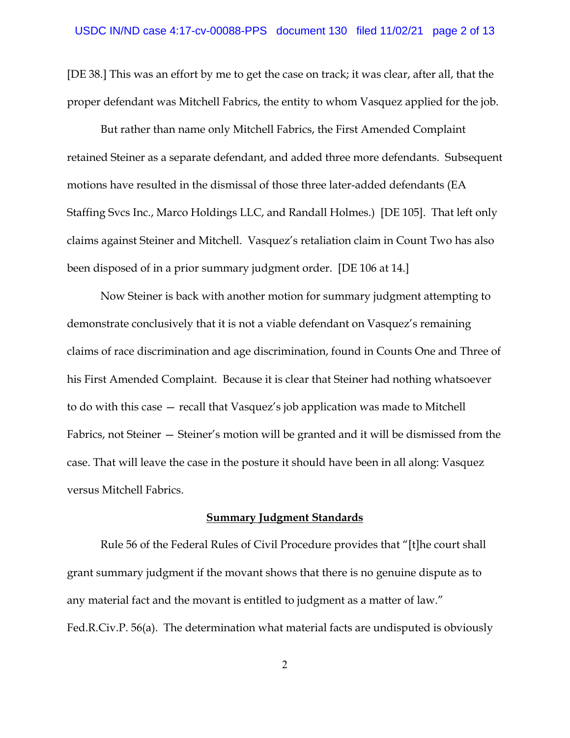[DE 38.] This was an effort by me to get the case on track; it was clear, after all, that the proper defendant was Mitchell Fabrics, the entity to whom Vasquez applied for the job.

But rather than name only Mitchell Fabrics, the First Amended Complaint retained Steiner as a separate defendant, and added three more defendants. Subsequent motions have resulted in the dismissal of those three later-added defendants (EA Staffing Svcs Inc., Marco Holdings LLC, and Randall Holmes.) [DE 105]. That left only claims against Steiner and Mitchell. Vasquez's retaliation claim in Count Two has also been disposed of in a prior summary judgment order. [DE 106 at 14.]

Now Steiner is back with another motion for summary judgment attempting to demonstrate conclusively that it is not a viable defendant on Vasquez's remaining claims of race discrimination and age discrimination, found in Counts One and Three of his First Amended Complaint. Because it is clear that Steiner had nothing whatsoever to do with this case — recall that Vasquez's job application was made to Mitchell Fabrics, not Steiner — Steiner's motion will be granted and it will be dismissed from the case. That will leave the case in the posture it should have been in all along: Vasquez versus Mitchell Fabrics.

## Summary Judgment Standards

Rule 56 of the Federal Rules of Civil Procedure provides that "[t]he court shall grant summary judgment if the movant shows that there is no genuine dispute as to any material fact and the movant is entitled to judgment as a matter of law." Fed.R.Civ.P. 56(a). The determination what material facts are undisputed is obviously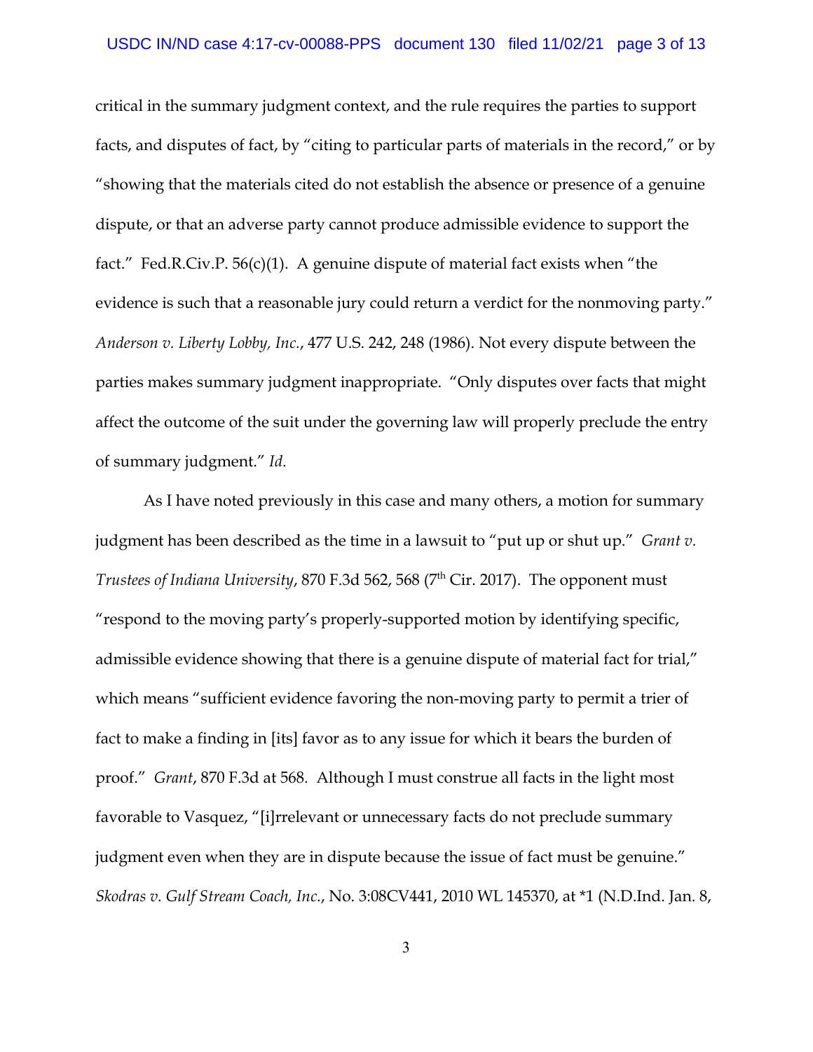critical in the summary judgment context, and the rule requires the parties to support facts, and disputes of fact, by "citing to particular parts of materials in the record," or by "showing that the materials cited do not establish the absence or presence of a genuine dispute, or that an adverse party cannot produce admissible evidence to support the fact." Fed.R.Civ.P. 56(c)(1). A genuine dispute of material fact exists when "the evidence is such that a reasonable jury could return a verdict for the nonmoving party." *Anderson v. Liberty Lobby, Inc.*, 477 U.S. 242, 248 (1986). Not every dispute between the parties makes summary judgment inappropriate. "Only disputes over facts that might affect the outcome of the suit under the governing law will properly preclude the entry of summary judgment." *Id.*

As I have noted previously in this case and many others, a motion for summary judgment has been described as the time in a lawsuit to "put up or shut up." *Grant v. Trustees of Indiana University*, 870 F.3d 562, 568 (7th Cir. 2017). The opponent must "respond to the moving party's properly-supported motion by identifying specific, admissible evidence showing that there is a genuine dispute of material fact for trial," which means "sufficient evidence favoring the non-moving party to permit a trier of fact to make a finding in [its] favor as to any issue for which it bears the burden of proof." *Grant*, 870 F.3d at 568. Although I must construe all facts in the light most favorable to Vasquez, "[i]rrelevant or unnecessary facts do not preclude summary judgment even when they are in dispute because the issue of fact must be genuine." *Skodras v. Gulf Stream Coach, Inc.*, No. 3:08CV441, 2010 WL 145370, at *1 (N.D.Ind. Jan. 8,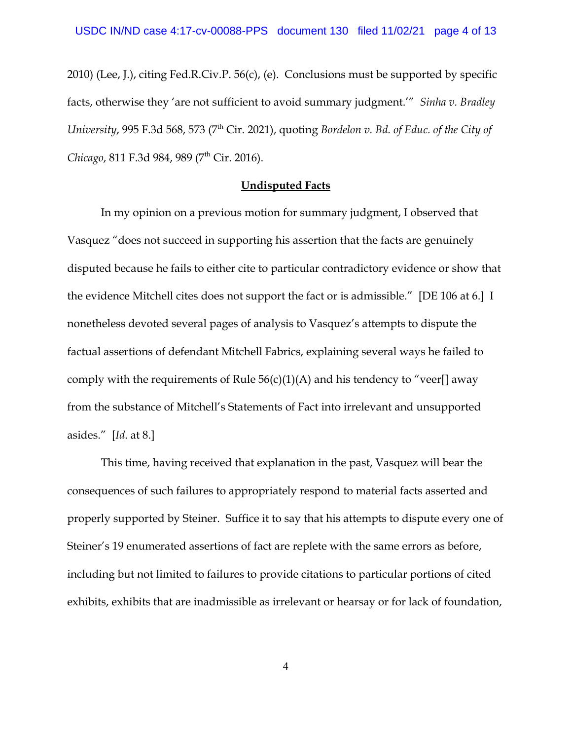2010) (Lee, J.), citing Fed.R.Civ.P. 56(c), (e). Conclusions must be supported by specific facts, otherwise they 'are not sufficient to avoid summary judgment.'" *Sinha v. Bradley University*, 995 F.3d 568, 573 (7th Cir. 2021), quoting *Bordelon v. Bd. of Educ. of the City of Chicago*, 811 F.3d 984, 989 (7th Cir. 2016).

**Undisputed Facts**

In my opinion on a previous motion for summary judgment, I observed that Vasquez "does not succeed in supporting his assertion that the facts are genuinely disputed because he fails to either cite to particular contradictory evidence or show that the evidence Mitchell cites does not support the fact or is admissible." [DE 106 at 6.] I nonetheless devoted several pages of analysis to Vasquez's attempts to dispute the factual assertions of defendant Mitchell Fabrics, explaining several ways he failed to comply with the requirements of Rule 56(c)(1)(A) and his tendency to "veer[] away from the substance of Mitchell's Statements of Fact into irrelevant and unsupported asides." [*Id*. at 8.]

This time, having received that explanation in the past, Vasquez will bear the consequences of such failures to appropriately respond to material facts asserted and properly supported by Steiner. Suffice it to say that his attempts to dispute every one of Steiner's 19 enumerated assertions of fact are replete with the same errors as before, including but not limited to failures to provide citations to particular portions of cited exhibits, exhibits that are inadmissible as irrelevant or hearsay or for lack of foundation,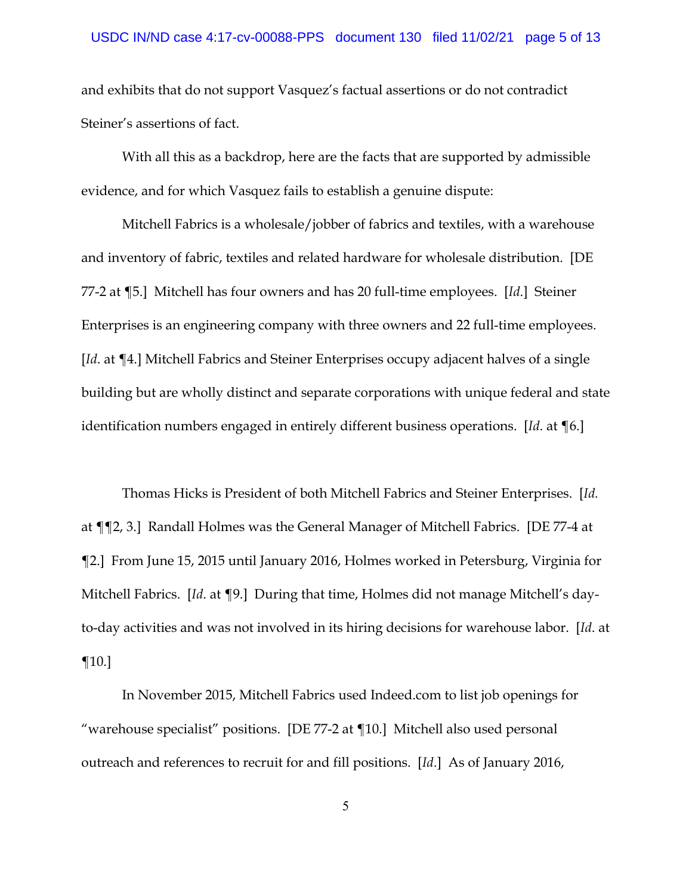and exhibits that do not support Vasquez's factual assertions or do not contradict Steiner's assertions of fact.

With all this as a backdrop, here are the facts that are supported by admissible evidence, and for which Vasquez fails to establish a genuine dispute:

Mitchell Fabrics is a wholesale/jobber of fabrics and textiles, with a warehouse and inventory of fabric, textiles and related hardware for wholesale distribution. [DE 77-2 at ¶5.] Mitchell has four owners and has 20 full-time employees. [*Id.*] Steiner Enterprises is an engineering company with three owners and 22 full-time employees. [*Id.* at ¶4.] Mitchell Fabrics and Steiner Enterprises occupy adjacent halves of a single building but are wholly distinct and separate corporations with unique federal and state identification numbers engaged in entirely different business operations. [*Id.* at ¶6.]

Thomas Hicks is President of both Mitchell Fabrics and Steiner Enterprises. [*Id.* at ¶¶2, 3.] Randall Holmes was the General Manager of Mitchell Fabrics. [DE 77-4 at ¶2.] From June 15, 2015 until January 2016, Holmes worked in Petersburg, Virginia for Mitchell Fabrics. [*Id.* at ¶9.] During that time, Holmes did not manage Mitchell's day-to-day activities and was not involved in its hiring decisions for warehouse labor. [*Id.* at ¶10.]

In November 2015, Mitchell Fabrics used Indeed.com to list job openings for "warehouse specialist" positions. [DE 77-2 at ¶10.] Mitchell also used personal outreach and references to recruit for and fill positions. [*Id.*] As of January 2016,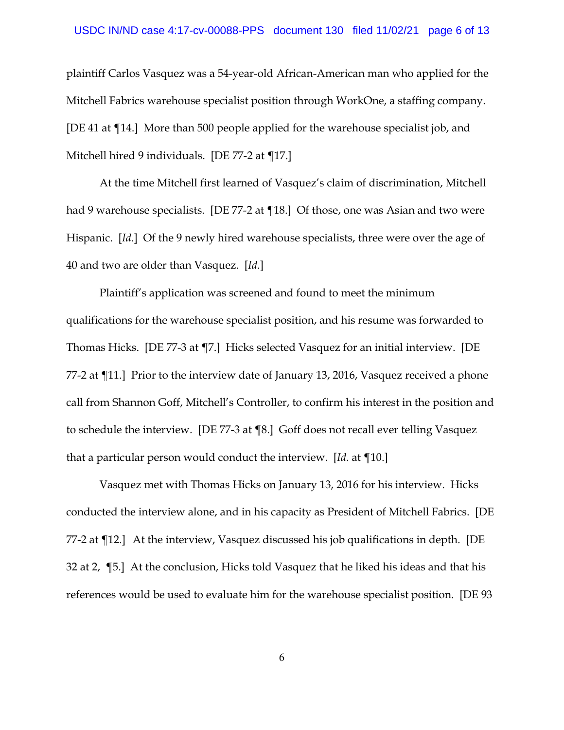plaintiff Carlos Vasquez was a 54-year-old African-American man who applied for the Mitchell Fabrics warehouse specialist position through WorkOne, a staffing company. [DE 41 at ¶14.] More than 500 people applied for the warehouse specialist job, and Mitchell hired 9 individuals. [DE 77-2 at ¶17.]

At the time Mitchell first learned of Vasquez's claim of discrimination, Mitchell had 9 warehouse specialists. [DE 77-2 at ¶18.] Of those, one was Asian and two were Hispanic. [*Id*.] Of the 9 newly hired warehouse specialists, three were over the age of 40 and two are older than Vasquez. [*Id.*]

Plaintiff's application was screened and found to meet the minimum qualifications for the warehouse specialist position, and his resume was forwarded to Thomas Hicks. [DE 77-3 at ¶7.] Hicks selected Vasquez for an initial interview. [DE 77-2 at ¶11.] Prior to the interview date of January 13, 2016, Vasquez received a phone call from Shannon Goff, Mitchell's Controller, to confirm his interest in the position and to schedule the interview. [DE 77-3 at ¶8.] Goff does not recall ever telling Vasquez that a particular person would conduct the interview. [*Id.* at ¶10.]

Vasquez met with Thomas Hicks on January 13, 2016 for his interview. Hicks conducted the interview alone, and in his capacity as President of Mitchell Fabrics. [DE 77-2 at ¶12.] At the interview, Vasquez discussed his job qualifications in depth. [DE 32 at 2, ¶5.] At the conclusion, Hicks told Vasquez that he liked his ideas and that his references would be used to evaluate him for the warehouse specialist position. [DE 93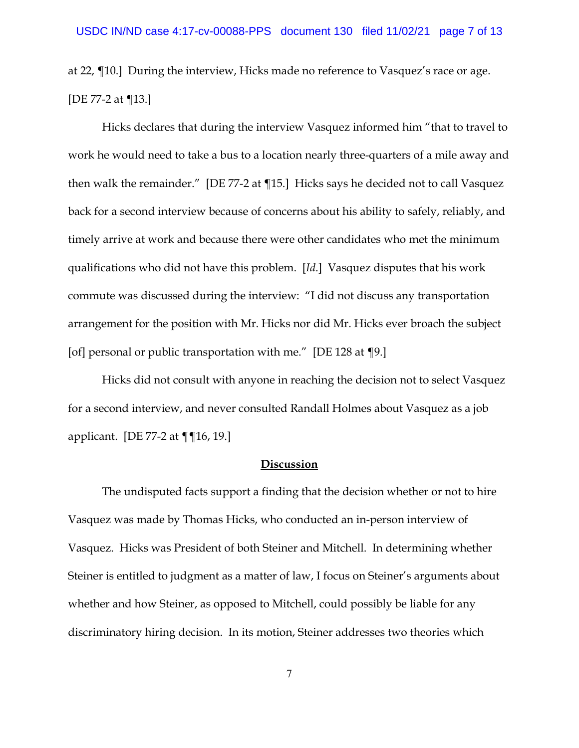at 22, ¶10.] During the interview, Hicks made no reference to Vasquez's race or age. [DE 77-2 at ¶13.]

Hicks declares that during the interview Vasquez informed him "that to travel to work he would need to take a bus to a location nearly three-quarters of a mile away and then walk the remainder." [DE 77-2 at ¶15.] Hicks says he decided not to call Vasquez back for a second interview because of concerns about his ability to safely, reliably, and timely arrive at work and because there were other candidates who met the minimum qualifications who did not have this problem. [*Id.*] Vasquez disputes that his work commute was discussed during the interview: "I did not discuss any transportation arrangement for the position with Mr. Hicks nor did Mr. Hicks ever broach the subject [of] personal or public transportation with me." [DE 128 at ¶9.]

Hicks did not consult with anyone in reaching the decision not to select Vasquez for a second interview, and never consulted Randall Holmes about Vasquez as a job applicant. [DE 77-2 at ¶¶16, 19.]

## Discussion

The undisputed facts support a finding that the decision whether or not to hire Vasquez was made by Thomas Hicks, who conducted an in-person interview of Vasquez. Hicks was President of both Steiner and Mitchell. In determining whether Steiner is entitled to judgment as a matter of law, I focus on Steiner's arguments about whether and how Steiner, as opposed to Mitchell, could possibly be liable for any discriminatory hiring decision. In its motion, Steiner addresses two theories which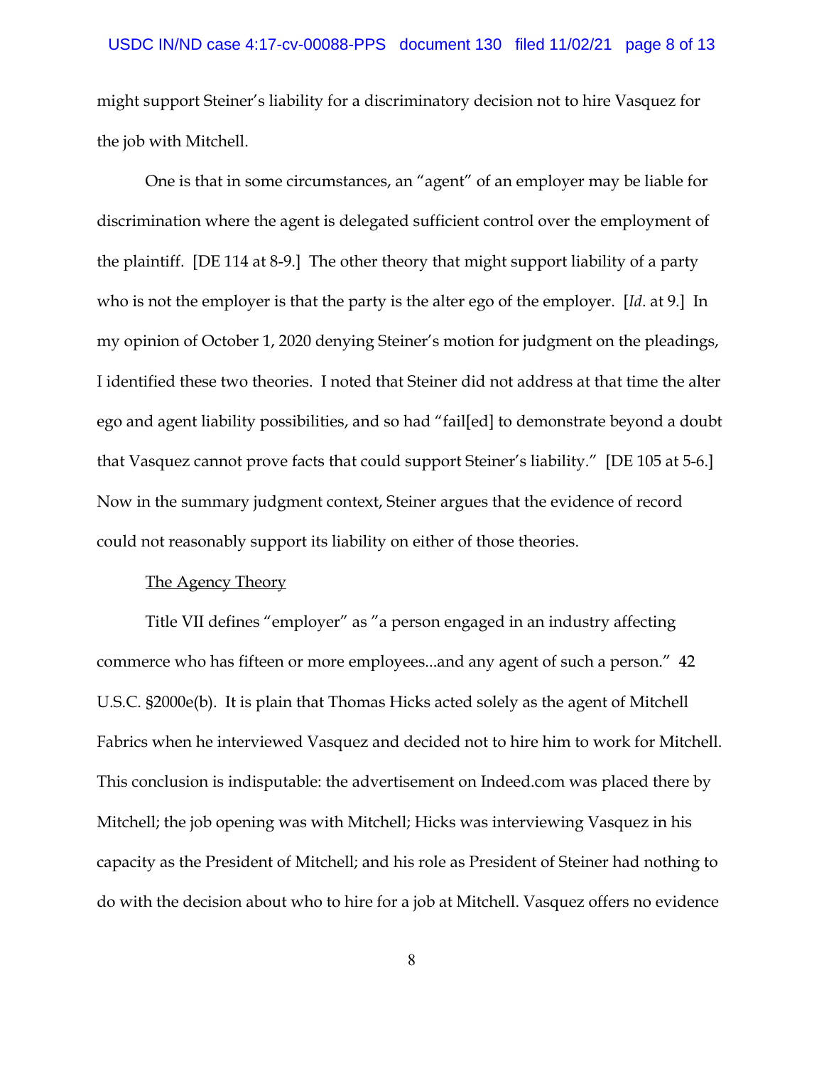might support Steiner's liability for a discriminatory decision not to hire Vasquez for the job with Mitchell.

One is that in some circumstances, an "agent" of an employer may be liable for discrimination where the agent is delegated sufficient control over the employment of the plaintiff. [DE 114 at 8-9.] The other theory that might support liability of a party who is not the employer is that the party is the alter ego of the employer. [*Id*. at 9.] In my opinion of October 1, 2020 denying Steiner's motion for judgment on the pleadings, I identified these two theories. I noted that Steiner did not address at that time the alter ego and agent liability possibilities, and so had "fail[ed] to demonstrate beyond a doubt that Vasquez cannot prove facts that could support Steiner's liability." [DE 105 at 5-6.] Now in the summary judgment context, Steiner argues that the evidence of record could not reasonably support its liability on either of those theories.

<u>The Agency Theory</u>

Title VII defines "employer" as "a person engaged in an industry affecting commerce who has fifteen or more employees...and any agent of such a person." 42 U.S.C. §2000e(b). It is plain that Thomas Hicks acted solely as the agent of Mitchell Fabrics when he interviewed Vasquez and decided not to hire him to work for Mitchell. This conclusion is indisputable: the advertisement on Indeed.com was placed there by Mitchell; the job opening was with Mitchell; Hicks was interviewing Vasquez in his capacity as the President of Mitchell; and his role as President of Steiner had nothing to do with the decision about who to hire for a job at Mitchell. Vasquez offers no evidence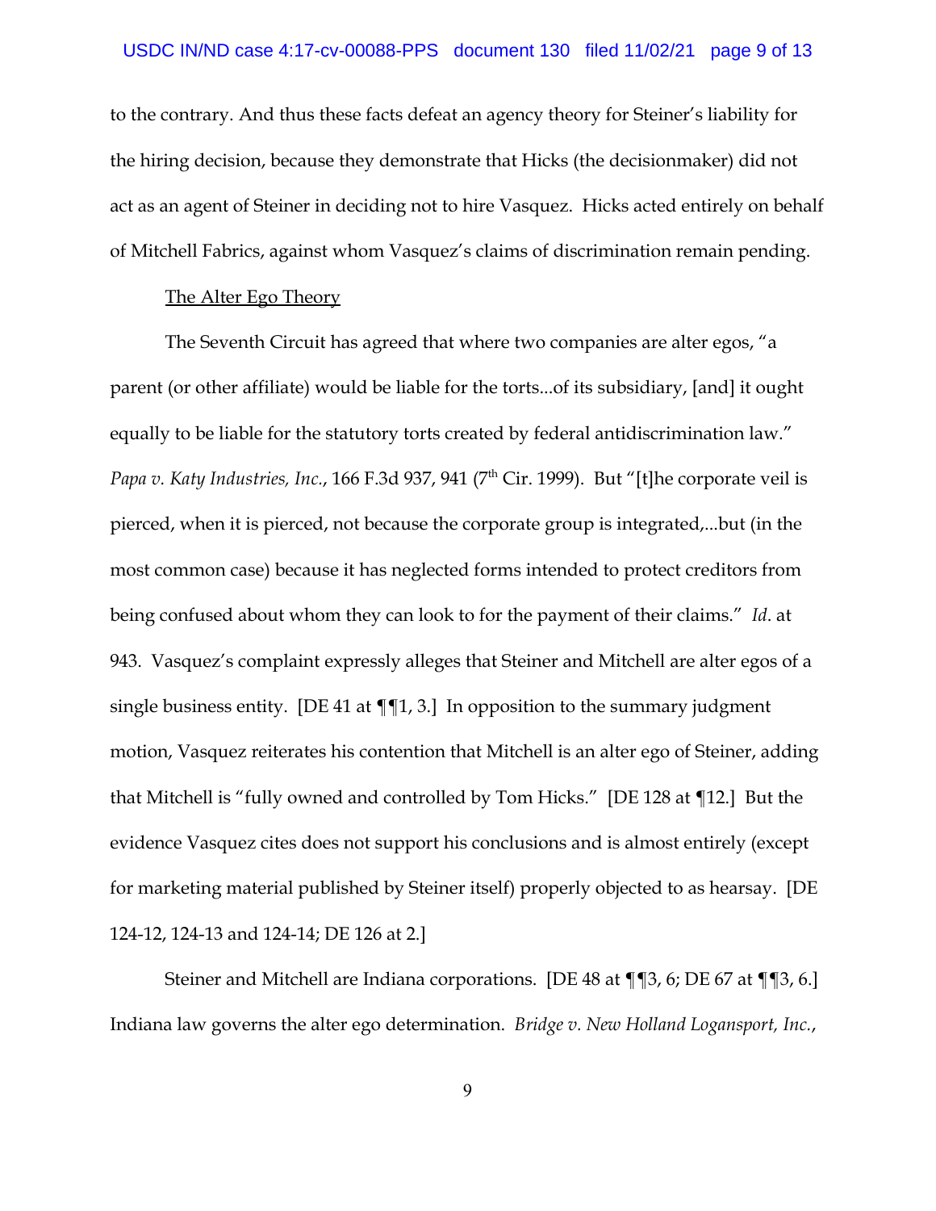to the contrary. And thus these facts defeat an agency theory for Steiner's liability for the hiring decision, because they demonstrate that Hicks (the decisionmaker) did not act as an agent of Steiner in deciding not to hire Vasquez. Hicks acted entirely on behalf of Mitchell Fabrics, against whom Vasquez's claims of discrimination remain pending.

<u>The Alter Ego Theory</u>

The Seventh Circuit has agreed that where two companies are alter egos, "a parent (or other affiliate) would be liable for the torts...of its subsidiary, [and] it ought equally to be liable for the statutory torts created by federal antidiscrimination law." *Papa v. Katy Industries, Inc.*, 166 F.3d 937, 941 (7th Cir. 1999). But "[t]he corporate veil is pierced, when it is pierced, not because the corporate group is integrated,...but (in the most common case) because it has neglected forms intended to protect creditors from being confused about whom they can look to for the payment of their claims." *Id*. at 943. Vasquez's complaint expressly alleges that Steiner and Mitchell are alter egos of a single business entity. [DE 41 at ¶¶1, 3.] In opposition to the summary judgment motion, Vasquez reiterates his contention that Mitchell is an alter ego of Steiner, adding that Mitchell is "fully owned and controlled by Tom Hicks." [DE 128 at ¶12.] But the evidence Vasquez cites does not support his conclusions and is almost entirely (except for marketing material published by Steiner itself) properly objected to as hearsay. [DE 124-12, 124-13 and 124-14; DE 126 at 2.]

Steiner and Mitchell are Indiana corporations. [DE 48 at ¶¶3, 6; DE 67 at ¶¶3, 6.] Indiana law governs the alter ego determination. *Bridge v. New Holland Logansport, Inc.*,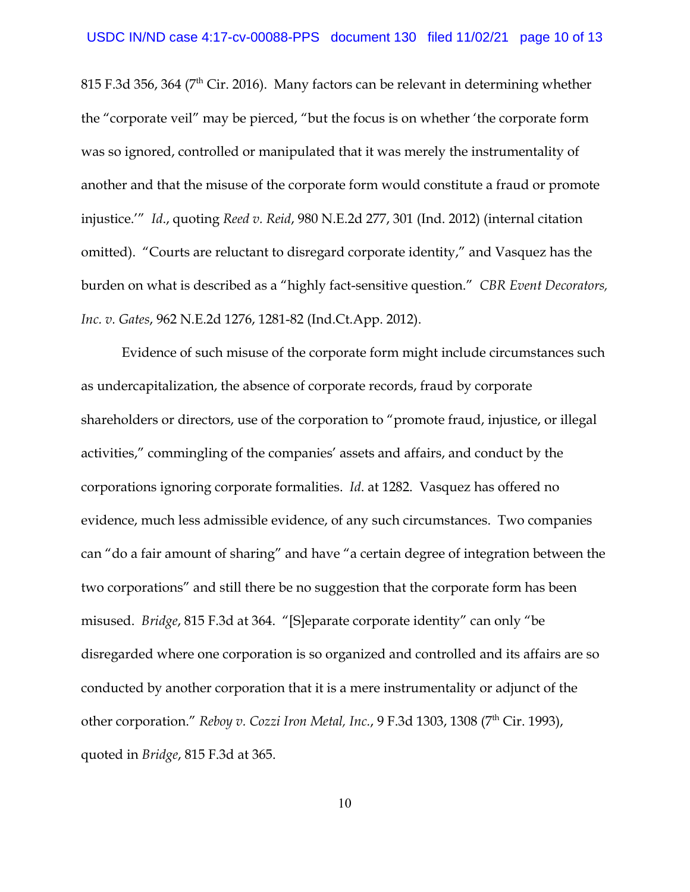815 F.3d 356, 364 (7th Cir. 2016). Many factors can be relevant in determining whether the "corporate veil" may be pierced, "but the focus is on whether 'the corporate form was so ignored, controlled or manipulated that it was merely the instrumentality of another and that the misuse of the corporate form would constitute a fraud or promote injustice.'" *Id.*, quoting *Reed v. Reid*, 980 N.E.2d 277, 301 (Ind. 2012) (internal citation omitted). "Courts are reluctant to disregard corporate identity," and Vasquez has the burden on what is described as a "highly fact-sensitive question." *CBR Event Decorators, Inc. v. Gates*, 962 N.E.2d 1276, 1281-82 (Ind.Ct.App. 2012).

Evidence of such misuse of the corporate form might include circumstances such as undercapitalization, the absence of corporate records, fraud by corporate shareholders or directors, use of the corporation to "promote fraud, injustice, or illegal activities," commingling of the companies' assets and affairs, and conduct by the corporations ignoring corporate formalities. *Id.* at 1282. Vasquez has offered no evidence, much less admissible evidence, of any such circumstances. Two companies can "do a fair amount of sharing" and have "a certain degree of integration between the two corporations" and still there be no suggestion that the corporate form has been misused. *Bridge*, 815 F.3d at 364. "[S]eparate corporate identity" can only "be disregarded where one corporation is so organized and controlled and its affairs are so conducted by another corporation that it is a mere instrumentality or adjunct of the other corporation." *Reboy v. Cozzi Iron Metal, Inc.*, 9 F.3d 1303, 1308 (7th Cir. 1993), quoted in *Bridge*, 815 F.3d at 365.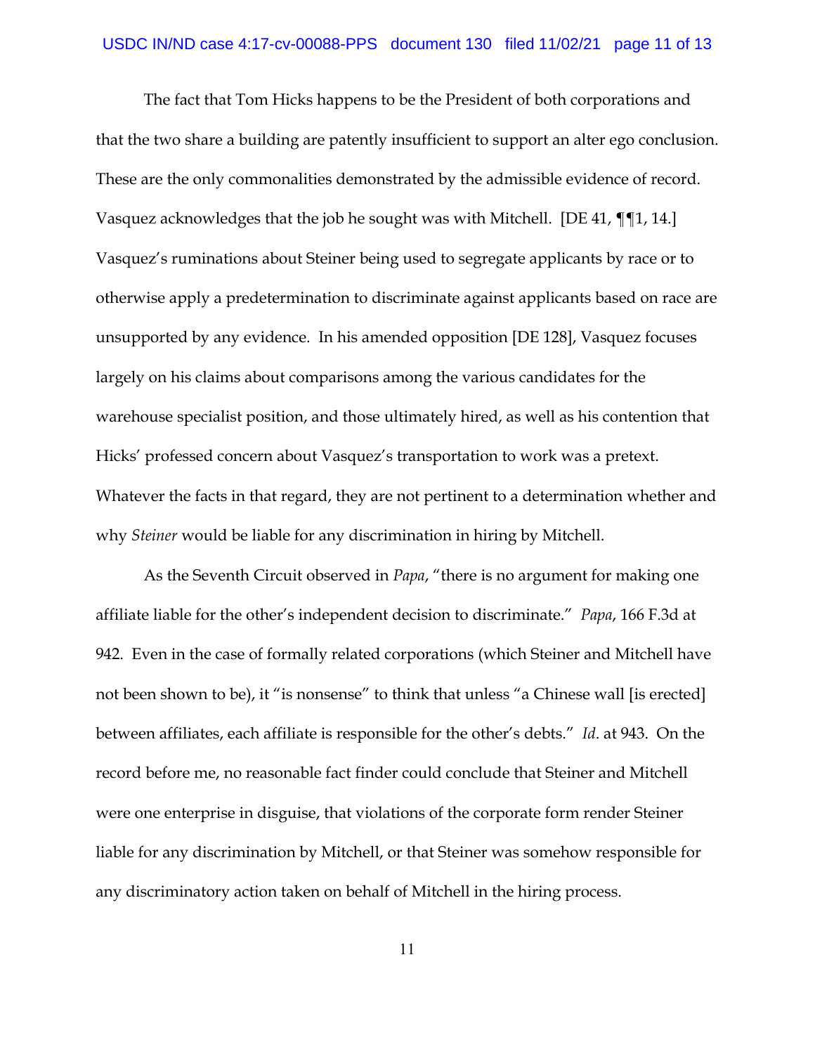The fact that Tom Hicks happens to be the President of both corporations and that the two share a building are patently insufficient to support an alter ego conclusion. These are the only commonalities demonstrated by the admissible evidence of record. Vasquez acknowledges that the job he sought was with Mitchell. [DE 41, ¶¶1, 14.] Vasquez's ruminations about Steiner being used to segregate applicants by race or to otherwise apply a predetermination to discriminate against applicants based on race are unsupported by any evidence. In his amended opposition [DE 128], Vasquez focuses largely on his claims about comparisons among the various candidates for the warehouse specialist position, and those ultimately hired, as well as his contention that Hicks' professed concern about Vasquez's transportation to work was a pretext. Whatever the facts in that regard, they are not pertinent to a determination whether and why *Steiner* would be liable for any discrimination in hiring by Mitchell.

As the Seventh Circuit observed in *Papa*, "there is no argument for making one affiliate liable for the other's independent decision to discriminate." *Papa*, 166 F.3d at 942. Even in the case of formally related corporations (which Steiner and Mitchell have not been shown to be), it "is nonsense" to think that unless "a Chinese wall [is erected] between affiliates, each affiliate is responsible for the other's debts." *Id*. at 943. On the record before me, no reasonable fact finder could conclude that Steiner and Mitchell were one enterprise in disguise, that violations of the corporate form render Steiner liable for any discrimination by Mitchell, or that Steiner was somehow responsible for any discriminatory action taken on behalf of Mitchell in the hiring process.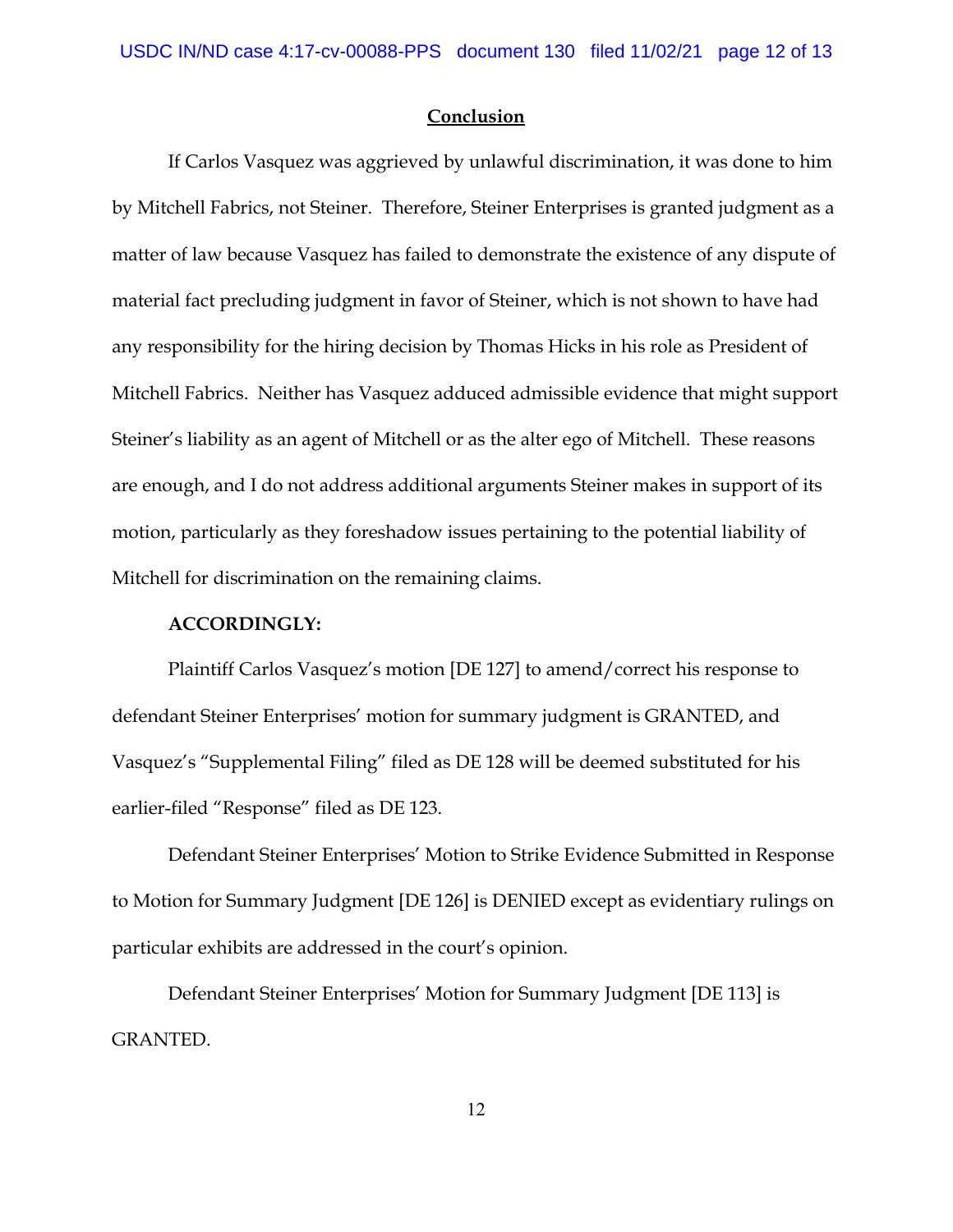## Conclusion

If Carlos Vasquez was aggrieved by unlawful discrimination, it was done to him by Mitchell Fabrics, not Steiner. Therefore, Steiner Enterprises is granted judgment as a matter of law because Vasquez has failed to demonstrate the existence of any dispute of material fact precluding judgment in favor of Steiner, which is not shown to have had any responsibility for the hiring decision by Thomas Hicks in his role as President of Mitchell Fabrics. Neither has Vasquez adduced admissible evidence that might support Steiner's liability as an agent of Mitchell or as the alter ego of Mitchell. These reasons are enough, and I do not address additional arguments Steiner makes in support of its motion, particularly as they foreshadow issues pertaining to the potential liability of Mitchell for discrimination on the remaining claims.

**ACCORDINGLY:**

Plaintiff Carlos Vasquez's motion [DE 127] to amend/correct his response to defendant Steiner Enterprises' motion for summary judgment is GRANTED, and Vasquez's "Supplemental Filing" filed as DE 128 will be deemed substituted for his earlier-filed "Response" filed as DE 123.

Defendant Steiner Enterprises' Motion to Strike Evidence Submitted in Response to Motion for Summary Judgment [DE 126] is DENIED except as evidentiary rulings on particular exhibits are addressed in the court's opinion.

Defendant Steiner Enterprises' Motion for Summary Judgment [DE 113] is GRANTED.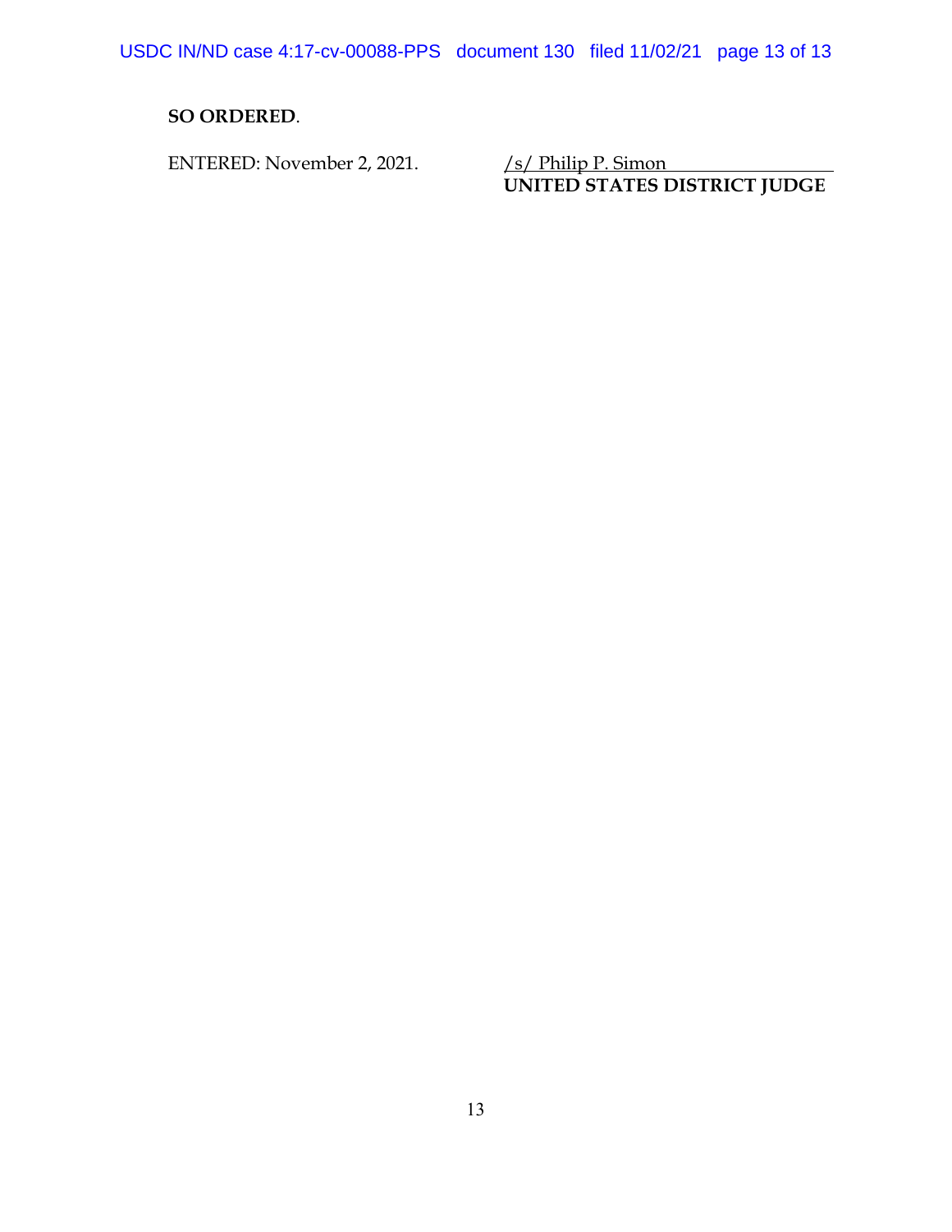**SO ORDERED**.

ENTERED: November 2, 2021.

/s/ Philip P. Simon
**UNITED STATES DISTRICT JUDGE**